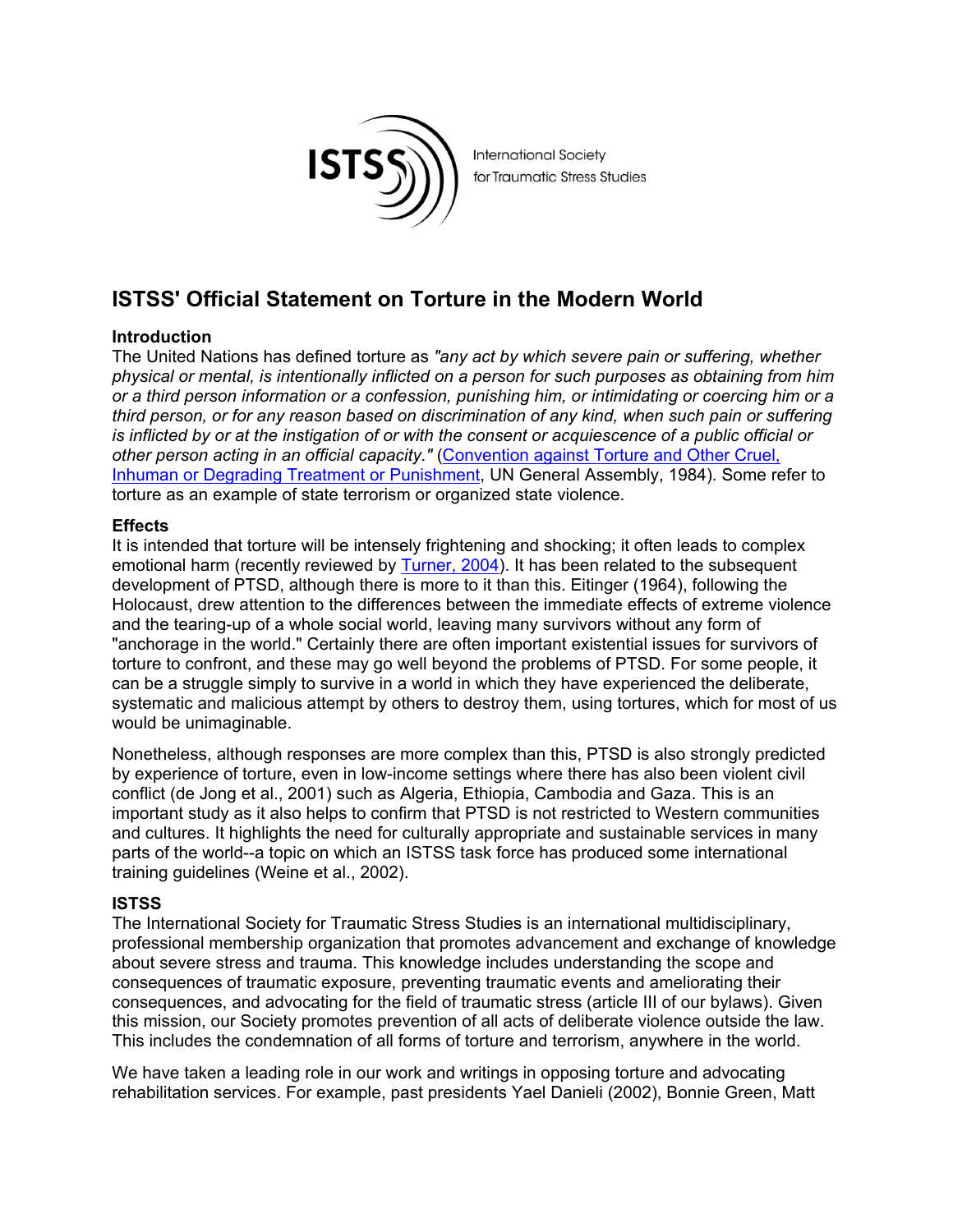International Society for Traumatic Stress Studies

# ISTSS' Official Statement on Torture in the Modern World

**Introduction**
The United Nations has defined torture as *"any act by which severe pain or suffering, whether physical or mental, is intentionally inflicted on a person for such purposes as obtaining from him or a third person information or a confession, punishing him, or intimidating or coercing him or a third person, or for any reason based on discrimination of any kind, when such pain or suffering is inflicted by or at the instigation of or with the consent or acquiescence of a public official or other person acting in an official capacity."* (Convention against Torture and Other Cruel, Inhuman or Degrading Treatment or Punishment, UN General Assembly, 1984). Some refer to torture as an example of state terrorism or organized state violence.

**Effects**
It is intended that torture will be intensely frightening and shocking; it often leads to complex emotional harm (recently reviewed by Turner, 2004). It has been related to the subsequent development of PTSD, although there is more to it than this. Eitinger (1964), following the Holocaust, drew attention to the differences between the immediate effects of extreme violence and the tearing-up of a whole social world, leaving many survivors without any form of "anchorage in the world." Certainly there are often important existential issues for survivors of torture to confront, and these may go well beyond the problems of PTSD. For some people, it can be a struggle simply to survive in a world in which they have experienced the deliberate, systematic and malicious attempt by others to destroy them, using tortures, which for most of us would be unimaginable.

Nonetheless, although responses are more complex than this, PTSD is also strongly predicted by experience of torture, even in low-income settings where there has also been violent civil conflict (de Jong et al., 2001) such as Algeria, Ethiopia, Cambodia and Gaza. This is an important study as it also helps to confirm that PTSD is not restricted to Western communities and cultures. It highlights the need for culturally appropriate and sustainable services in many parts of the world--a topic on which an ISTSS task force has produced some international training guidelines (Weine et al., 2002).

**ISTSS**
The International Society for Traumatic Stress Studies is an international multidisciplinary, professional membership organization that promotes advancement and exchange of knowledge about severe stress and trauma. This knowledge includes understanding the scope and consequences of traumatic exposure, preventing traumatic events and ameliorating their consequences, and advocating for the field of traumatic stress (article III of our bylaws). Given this mission, our Society promotes prevention of all acts of deliberate violence outside the law. This includes the condemnation of all forms of torture and terrorism, anywhere in the world.

We have taken a leading role in our work and writings in opposing torture and advocating rehabilitation services. For example, past presidents Yael Danieli (2002), Bonnie Green, Matt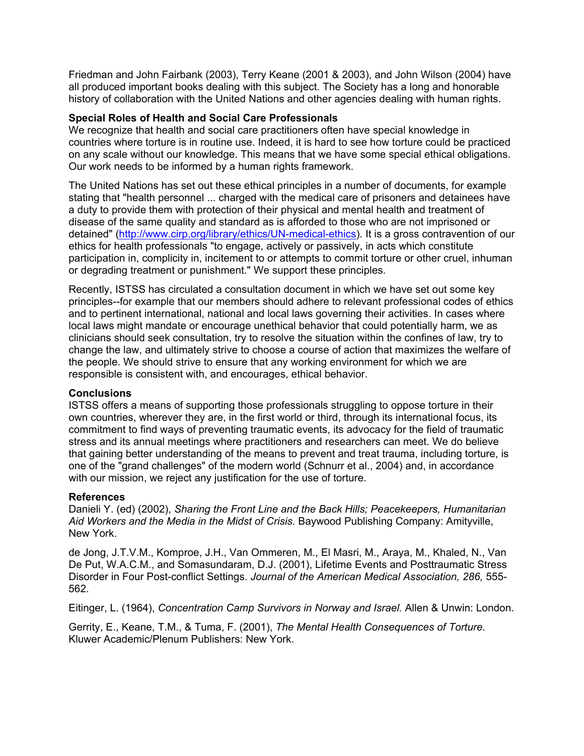Friedman and John Fairbank (2003), Terry Keane (2001 & 2003), and John Wilson (2004) have all produced important books dealing with this subject. The Society has a long and honorable history of collaboration with the United Nations and other agencies dealing with human rights.

**Special Roles of Health and Social Care Professionals**

We recognize that health and social care practitioners often have special knowledge in countries where torture is in routine use. Indeed, it is hard to see how torture could be practiced on any scale without our knowledge. This means that we have some special ethical obligations. Our work needs to be informed by a human rights framework.

The United Nations has set out these ethical principles in a number of documents, for example stating that "health personnel ... charged with the medical care of prisoners and detainees have a duty to provide them with protection of their physical and mental health and treatment of disease of the same quality and standard as is afforded to those who are not imprisoned or detained" (http://www.cirp.org/library/ethics/UN-medical-ethics). It is a gross contravention of our ethics for health professionals "to engage, actively or passively, in acts which constitute participation in, complicity in, incitement to or attempts to commit torture or other cruel, inhuman or degrading treatment or punishment." We support these principles.

Recently, ISTSS has circulated a consultation document in which we have set out some key principles--for example that our members should adhere to relevant professional codes of ethics and to pertinent international, national and local laws governing their activities. In cases where local laws might mandate or encourage unethical behavior that could potentially harm, we as clinicians should seek consultation, try to resolve the situation within the confines of law, try to change the law, and ultimately strive to choose a course of action that maximizes the welfare of the people. We should strive to ensure that any working environment for which we are responsible is consistent with, and encourages, ethical behavior.

**Conclusions**

ISTSS offers a means of supporting those professionals struggling to oppose torture in their own countries, wherever they are, in the first world or third, through its international focus, its commitment to find ways of preventing traumatic events, its advocacy for the field of traumatic stress and its annual meetings where practitioners and researchers can meet. We do believe that gaining better understanding of the means to prevent and treat trauma, including torture, is one of the "grand challenges" of the modern world (Schnurr et al., 2004) and, in accordance with our mission, we reject any justification for the use of torture.

**References**

Danieli Y. (ed) (2002), *Sharing the Front Line and the Back Hills; Peacekeepers, Humanitarian Aid Workers and the Media in the Midst of Crisis.* Baywood Publishing Company: Amityville, New York.

de Jong, J.T.V.M., Komproe, J.H., Van Ommeren, M., El Masri, M., Araya, M., Khaled, N., Van De Put, W.A.C.M., and Somasundaram, D.J. (2001), Lifetime Events and Posttraumatic Stress Disorder in Four Post-conflict Settings. *Journal of the American Medical Association, 286,* 555-562.

Eitinger, L. (1964), *Concentration Camp Survivors in Norway and Israel.* Allen & Unwin: London.

Gerrity, E., Keane, T.M., & Tuma, F. (2001), *The Mental Health Consequences of Torture.* Kluwer Academic/Plenum Publishers: New York.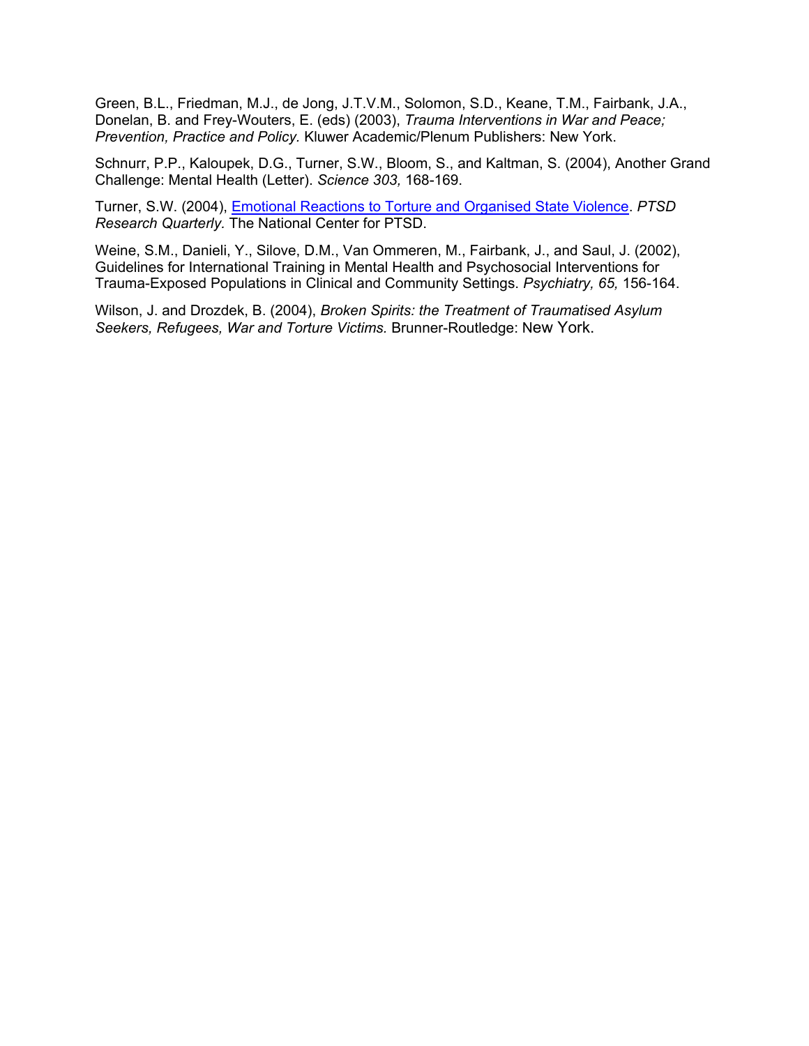Green, B.L., Friedman, M.J., de Jong, J.T.V.M., Solomon, S.D., Keane, T.M., Fairbank, J.A., Donelan, B. and Frey-Wouters, E. (eds) (2003), *Trauma Interventions in War and Peace; Prevention, Practice and Policy.* Kluwer Academic/Plenum Publishers: New York.

Schnurr, P.P., Kaloupek, D.G., Turner, S.W., Bloom, S., and Kaltman, S. (2004), Another Grand Challenge: Mental Health (Letter). *Science 303,* 168-169.

Turner, S.W. (2004), Emotional Reactions to Torture and Organised State Violence. *PTSD Research Quarterly.* The National Center for PTSD.

Weine, S.M., Danieli, Y., Silove, D.M., Van Ommeren, M., Fairbank, J., and Saul, J. (2002), Guidelines for International Training in Mental Health and Psychosocial Interventions for Trauma-Exposed Populations in Clinical and Community Settings. *Psychiatry, 65,* 156-164.

Wilson, J. and Drozdek, B. (2004), *Broken Spirits: the Treatment of Traumatised Asylum Seekers, Refugees, War and Torture Victims.* Brunner-Routledge: New York.